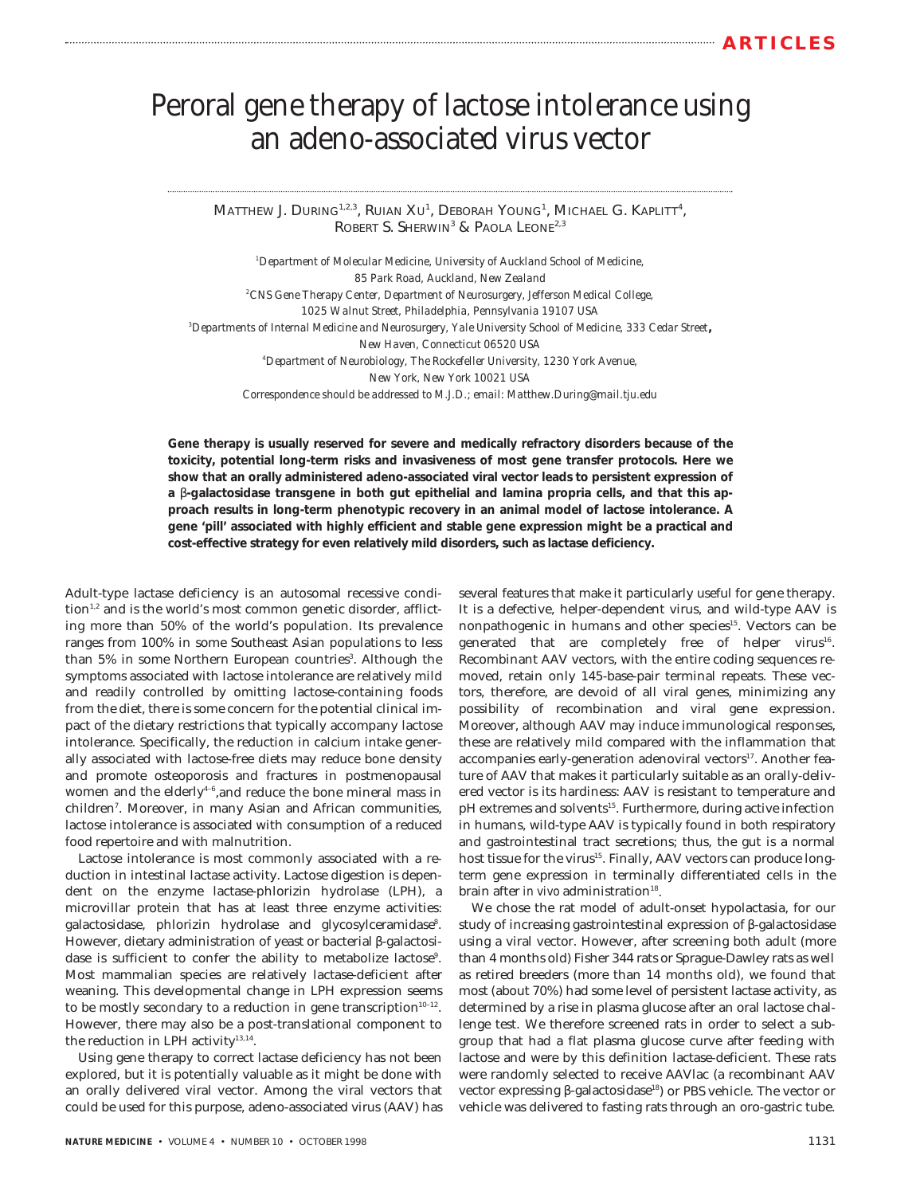# Peroral gene therapy of lactose intolerance using an adeno-associated virus vector

MATTHEW J. DURING[1,2,3], RUIAN XU[1], DEBORAH YOUNG[1], MICHAEL G. KAPLITT[4], ROBERT S. SHERWIN[3] & PAOLA LEONE[2,3]

[1]*Department of Molecular Medicine, University of Auckland School of Medicine, 85 Park Road, Auckland, New Zealand*
[2]*CNS Gene Therapy Center, Department of Neurosurgery, Jefferson Medical College, 1025 Walnut Street, Philadelphia, Pennsylvania 19107 USA*
[3]*Departments of Internal Medicine and Neurosurgery, Yale University School of Medicine, 333 Cedar Street, New Haven, Connecticut 06520 USA*
[4]*Department of Neurobiology, The Rockefeller University, 1230 York Avenue, New York, New York 10021 USA*
*Correspondence should be addressed to M.J.D.; email: Matthew.During@mail.tju.edu*

**Gene therapy is usually reserved for severe and medically refractory disorders because of the toxicity, potential long-term risks and invasiveness of most gene transfer protocols. Here we show that an orally administered adeno-associated viral vector leads to persistent expression of a β-galactosidase transgene in both gut epithelial and lamina propria cells, and that this approach results in long-term phenotypic recovery in an animal model of lactose intolerance. A gene 'pill' associated with highly efficient and stable gene expression might be a practical and cost-effective strategy for even relatively mild disorders, such as lactase deficiency.**

Adult-type lactase deficiency is an autosomal recessive condition[1,2] and is the world's most common genetic disorder, afflicting more than 50% of the world's population. Its prevalence ranges from 100% in some Southeast Asian populations to less than 5% in some Northern European countries[3]. Although the symptoms associated with lactose intolerance are relatively mild and readily controlled by omitting lactose-containing foods from the diet, there is some concern for the potential clinical impact of the dietary restrictions that typically accompany lactose intolerance. Specifically, the reduction in calcium intake generally associated with lactose-free diets may reduce bone density and promote osteoporosis and fractures in postmenopausal women and the elderly[4–6], and reduce the bone mineral mass in children[7]. Moreover, in many Asian and African communities, lactose intolerance is associated with consumption of a reduced food repertoire and with malnutrition.

Lactose intolerance is most commonly associated with a reduction in intestinal lactase activity. Lactose digestion is dependent on the enzyme lactase-phlorizin hydrolase (LPH), a microvillar protein that has at least three enzyme activities: galactosidase, phlorizin hydrolase and glycosylceramidase[8]. However, dietary administration of yeast or bacterial β-galactosidase is sufficient to confer the ability to metabolize lactose[9]. Most mammalian species are relatively lactase-deficient after weaning. This developmental change in LPH expression seems to be mostly secondary to a reduction in gene transcription[10–12]. However, there may also be a post-translational component to the reduction in LPH activity[13,14].

Using gene therapy to correct lactase deficiency has not been explored, but it is potentially valuable as it might be done with an orally delivered viral vector. Among the viral vectors that could be used for this purpose, adeno-associated virus (AAV) has several features that make it particularly useful for gene therapy. It is a defective, helper-dependent virus, and wild-type AAV is nonpathogenic in humans and other species[15]. Vectors can be generated that are completely free of helper virus[16]. Recombinant AAV vectors, with the entire coding sequences removed, retain only 145-base-pair terminal repeats. These vectors, therefore, are devoid of all viral genes, minimizing any possibility of recombination and viral gene expression. Moreover, although AAV may induce immunological responses, these are relatively mild compared with the inflammation that accompanies early-generation adenoviral vectors[17]. Another feature of AAV that makes it particularly suitable as an orally-delivered vector is its hardiness: AAV is resistant to temperature and pH extremes and solvents[15]. Furthermore, during active infection in humans, wild-type AAV is typically found in both respiratory and gastrointestinal tract secretions; thus, the gut is a normal host tissue for the virus[15]. Finally, AAV vectors can produce long-term gene expression in terminally differentiated cells in the brain after *in vivo* administration[18].

We chose the rat model of adult-onset hypolactasia, for our study of increasing gastrointestinal expression of β-galactosidase using a viral vector. However, after screening both adult (more than 4 months old) Fisher 344 rats or Sprague-Dawley rats as well as retired breeders (more than 14 months old), we found that most (about 70%) had some level of persistent lactase activity, as determined by a rise in plasma glucose after an oral lactose challenge test. We therefore screened rats in order to select a subgroup that had a flat plasma glucose curve after feeding with lactose and were by this definition lactase-deficient. These rats were randomly selected to receive AAVlac (a recombinant AAV vector expressing β-galactosidase[18]) or PBS vehicle. The vector or vehicle was delivered to fasting rats through an oro-gastric tube.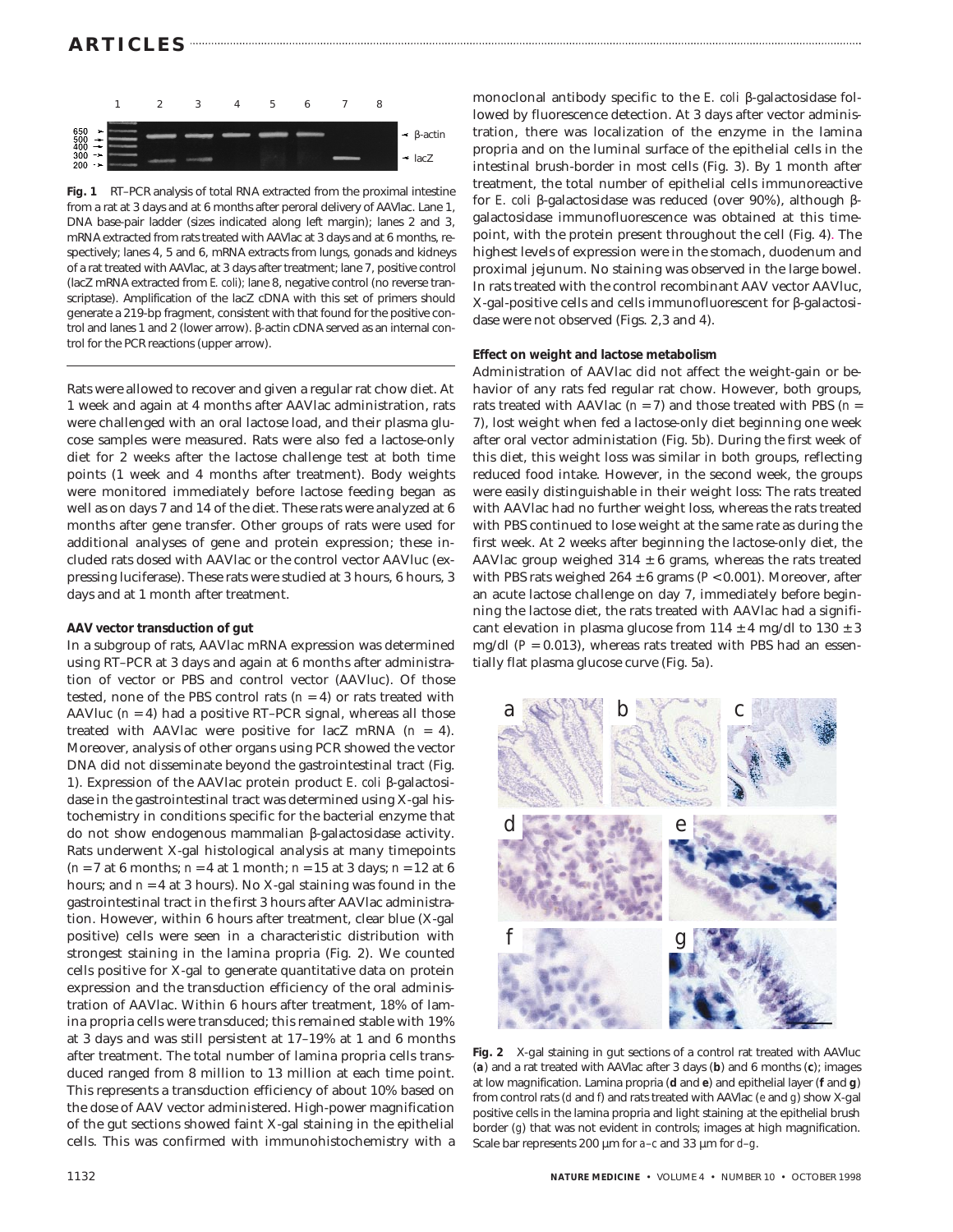**Fig. 1** RT–PCR analysis of total RNA extracted from the proximal intestine from a rat at 3 days and at 6 months after peroral delivery of AAVlac. Lane 1, DNA base-pair ladder (sizes indicated along left margin); lanes 2 and 3, mRNA extracted from rats treated with AAVlac at 3 days and at 6 months, respectively; lanes 4, 5 and 6, mRNA extracts from lungs, gonads and kidneys of a rat treated with AAVlac, at 3 days after treatment; lane 7, positive control (lacZ mRNA extracted from *E. coli*); lane 8, negative control (no reverse transcriptase). Amplification of the lacZ cDNA with this set of primers should generate a 219-bp fragment, consistent with that found for the positive control and lanes 1 and 2 (lower arrow). β-actin cDNA served as an internal control for the PCR reactions (upper arrow).

Rats were allowed to recover and given a regular rat chow diet. At 1 week and again at 4 months after AAVlac administration, rats were challenged with an oral lactose load, and their plasma glucose samples were measured. Rats were also fed a lactose-only diet for 2 weeks after the lactose challenge test at both time points (1 week and 4 months after treatment). Body weights were monitored immediately before lactose feeding began as well as on days 7 and 14 of the diet. These rats were analyzed at 6 months after gene transfer. Other groups of rats were used for additional analyses of gene and protein expression; these included rats dosed with AAVlac or the control vector AAVluc (expressing luciferase). These rats were studied at 3 hours, 6 hours, 3 days and at 1 month after treatment.

**AAV vector transduction of gut**

In a subgroup of rats, AAVlac mRNA expression was determined using RT–PCR at 3 days and again at 6 months after administration of vector or PBS and control vector (AAVluc). Of those tested, none of the PBS control rats ($n = 4$) or rats treated with AAVluc ($n = 4$) had a positive RT–PCR signal, whereas all those treated with AAVlac were positive for lacZ mRNA ($n = 4$). Moreover, analysis of other organs using PCR showed the vector DNA did not disseminate beyond the gastrointestinal tract (Fig. 1). Expression of the AAVlac protein product *E. coli* β-galactosidase in the gastrointestinal tract was determined using X-gal histochemistry in conditions specific for the bacterial enzyme that do not show endogenous mammalian β-galactosidase activity. Rats underwent X-gal histological analysis at many timepoints ($n = 7$ at 6 months; $n = 4$ at 1 month; $n = 15$ at 3 days; $n = 12$ at 6 hours; and $n = 4$ at 3 hours). No X-gal staining was found in the gastrointestinal tract in the first 3 hours after AAVlac administration. However, within 6 hours after treatment, clear blue (X-gal positive) cells were seen in a characteristic distribution with strongest staining in the lamina propria (Fig. 2). We counted cells positive for X-gal to generate quantitative data on protein expression and the transduction efficiency of the oral administration of AAVlac. Within 6 hours after treatment, 18% of lamina propria cells were transduced; this remained stable with 19% at 3 days and was still persistent at 17–19% at 1 and 6 months after treatment. The total number of lamina propria cells transduced ranged from 8 million to 13 million at each time point. This represents a transduction efficiency of about 10% based on the dose of AAV vector administered. High-power magnification of the gut sections showed faint X-gal staining in the epithelial cells. This was confirmed with immunohistochemistry with a monoclonal antibody specific to the *E. coli* β-galactosidase followed by fluorescence detection. At 3 days after vector administration, there was localization of the enzyme in the lamina propria and on the luminal surface of the epithelial cells in the intestinal brush-border in most cells (Fig. 3). By 1 month after treatment, the total number of epithelial cells immunoreactive for *E. coli* β-galactosidase was reduced (over 90%), although β-galactosidase immunofluorescence was obtained at this timepoint, with the protein present throughout the cell (Fig. 4). The highest levels of expression were in the stomach, duodenum and proximal jejunum. No staining was observed in the large bowel. In rats treated with the control recombinant AAV vector AAVluc, X-gal-positive cells and cells immunofluorescent for β-galactosidase were not observed (Figs. 2,3 and 4).

**Effect on weight and lactose metabolism**

Administration of AAVlac did not affect the weight-gain or behavior of any rats fed regular rat chow. However, both groups, rats treated with AAVlac ($n = 7$) and those treated with PBS ($n = 7$), lost weight when fed a lactose-only diet beginning one week after oral vector administation (Fig. 5*b*). During the first week of this diet, this weight loss was similar in both groups, reflecting reduced food intake. However, in the second week, the groups were easily distinguishable in their weight loss: The rats treated with AAVlac had no further weight loss, whereas the rats treated with PBS continued to lose weight at the same rate as during the first week. At 2 weeks after beginning the lactose-only diet, the AAVlac group weighed $314 \pm 6$ grams, whereas the rats treated with PBS rats weighed $264 \pm 6$ grams ($P < 0.001$). Moreover, after an acute lactose challenge on day 7, immediately before beginning the lactose diet, the rats treated with AAVlac had a significant elevation in plasma glucose from $114 \pm 4$ mg/dl to $130 \pm 3$ mg/dl ($P = 0.013$), whereas rats treated with PBS had an essentially flat plasma glucose curve (Fig. 5*a*).

**Fig. 2** X-gal staining in gut sections of a control rat treated with AAVluc (**a**) and a rat treated with AAVlac after 3 days (**b**) and 6 months (**c**); images at low magnification. Lamina propria (**d** and **e**) and epithelial layer (**f** and **g**) from control rats (*d* and *f*) and rats treated with AAVlac (*e* and *g*) show X-gal positive cells in the lamina propria and light staining at the epithelial brush border (*g*) that was not evident in controls; images at high magnification. Scale bar represents 200 μm for *a–c* and 33 μm for *d–g*.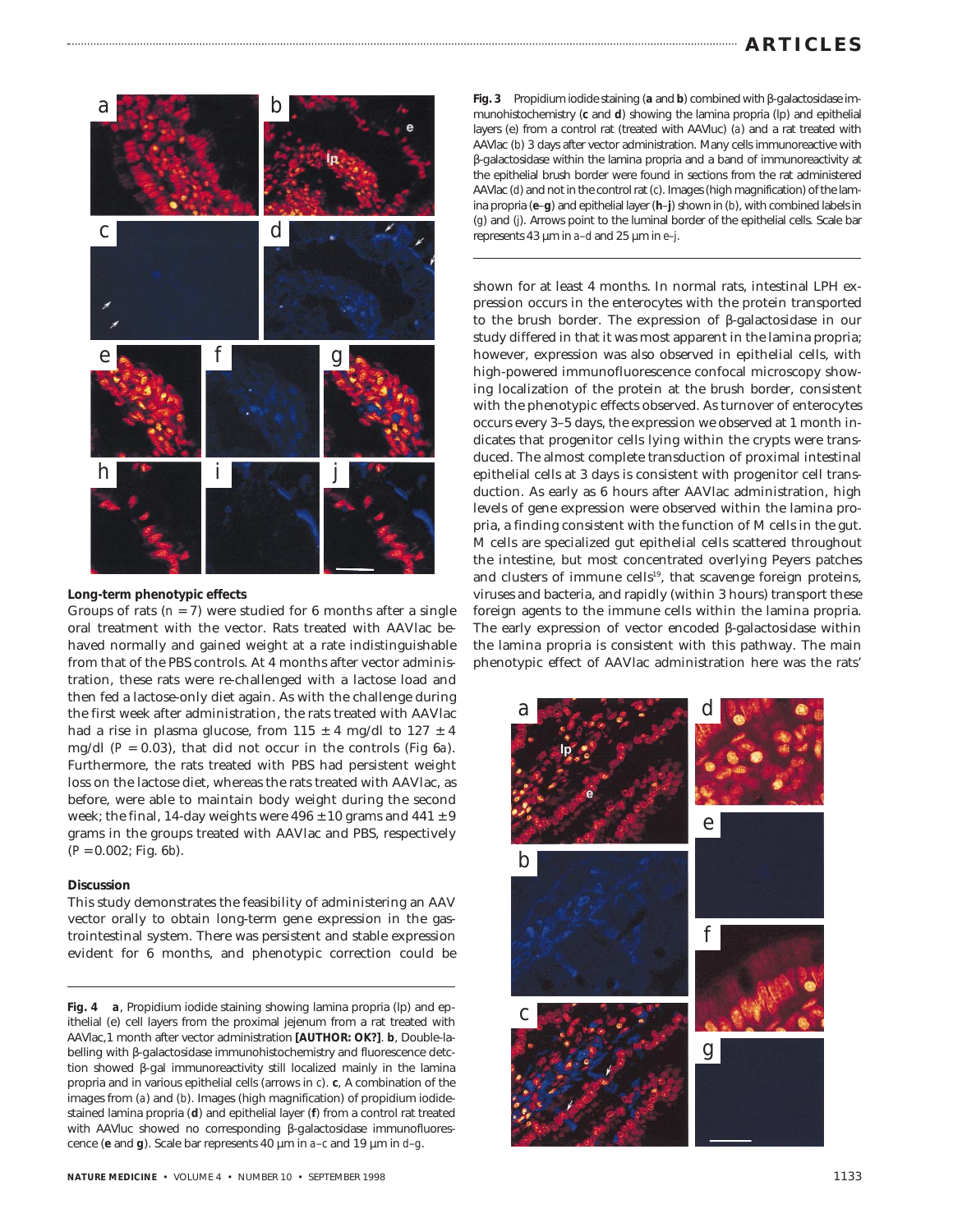**Fig. 3** Propidium iodide staining (**a** and **b**) combined with β-galactosidase immunohistochemistry (**c** and **d**) showing the lamina propria (lp) and epithelial layers (e) from a control rat (treated with AAVluc) (*a*) and a rat treated with AAVlac (*b*) 3 days after vector administration. Many cells immunoreactive with β-galactosidase within the lamina propria and a band of immunoreactivity at the epithelial brush border were found in sections from the rat administered AAVlac (*d*) and not in the control rat (*c*). Images (high magnification) of the lamina propria (**e**–**g**) and epithelial layer (**h**–**j**) shown in (*b*), with combined labels in (*g*) and (*j*). Arrows point to the luminal border of the epithelial cells. Scale bar represents 43 µm in *a*–*d* and 25 µm in *e*–*j*.

### Long-term phenotypic effects

Groups of rats ($n = 7$) were studied for 6 months after a single oral treatment with the vector. Rats treated with AAVlac behaved normally and gained weight at a rate indistinguishable from that of the PBS controls. At 4 months after vector administration, these rats were re-challenged with a lactose load and then fed a lactose-only diet again. As with the challenge during the first week after administration, the rats treated with AAVlac had a rise in plasma glucose, from 115 ± 4 mg/dl to 127 ± 4 mg/dl ($P = 0.03$), that did not occur in the controls (Fig 6*a*). Furthermore, the rats treated with PBS had persistent weight loss on the lactose diet, whereas the rats treated with AAVlac, as before, were able to maintain body weight during the second week; the final, 14-day weights were 496 ±10 grams and 441 ± 9 grams in the groups treated with AAVlac and PBS, respectively ($P = 0.002$; Fig. 6*b*).

### Discussion

This study demonstrates the feasibility of administering an AAV vector orally to obtain long-term gene expression in the gastrointestinal system. There was persistent and stable expression evident for 6 months, and phenotypic correction could be shown for at least 4 months. In normal rats, intestinal LPH expression occurs in the enterocytes with the protein transported to the brush border. The expression of β-galactosidase in our study differed in that it was most apparent in the lamina propria; however, expression was also observed in epithelial cells, with high-powered immunofluorescence confocal microscopy showing localization of the protein at the brush border, consistent with the phenotypic effects observed. As turnover of enterocytes occurs every 3–5 days, the expression we observed at 1 month indicates that progenitor cells lying within the crypts were transduced. The almost complete transduction of proximal intestinal epithelial cells at 3 days is consistent with progenitor cell transduction. As early as 6 hours after AAVlac administration, high levels of gene expression were observed within the lamina propria, a finding consistent with the function of M cells in the gut. M cells are specialized gut epithelial cells scattered throughout the intestine, but most concentrated overlying Peyers patches and clusters of immune cells[19], that scavenge foreign proteins, viruses and bacteria, and rapidly (within 3 hours) transport these foreign agents to the immune cells within the lamina propria. The early expression of vector encoded β-galactosidase within the lamina propria is consistent with this pathway. The main phenotypic effect of AAVlac administration here was the rats'

**Fig. 4** **a**, Propidium iodide staining showing lamina propria (lp) and epithelial (e) cell layers from the proximal jejenum from a rat treated with AAVlac,1 month after vector administration **[AUTHOR: OK?]**. **b**, Double-labelling with β-galactosidase immunohistochemistry and fluorescence detction showed β-gal immunoreactivity still localized mainly in the lamina propria and in various epithelial cells (arrows in *c*). **c**, A combination of the images from (*a*) and (*b*). Images (high magnification) of propidium iodide-stained lamina propria (**d**) and epithelial layer (**f**) from a control rat treated with AAVluc showed no corresponding β-galactosidase immunofluorescence (**e** and **g**). Scale bar represents 40 µm in *a*–*c* and 19 µm in *d*–*g*.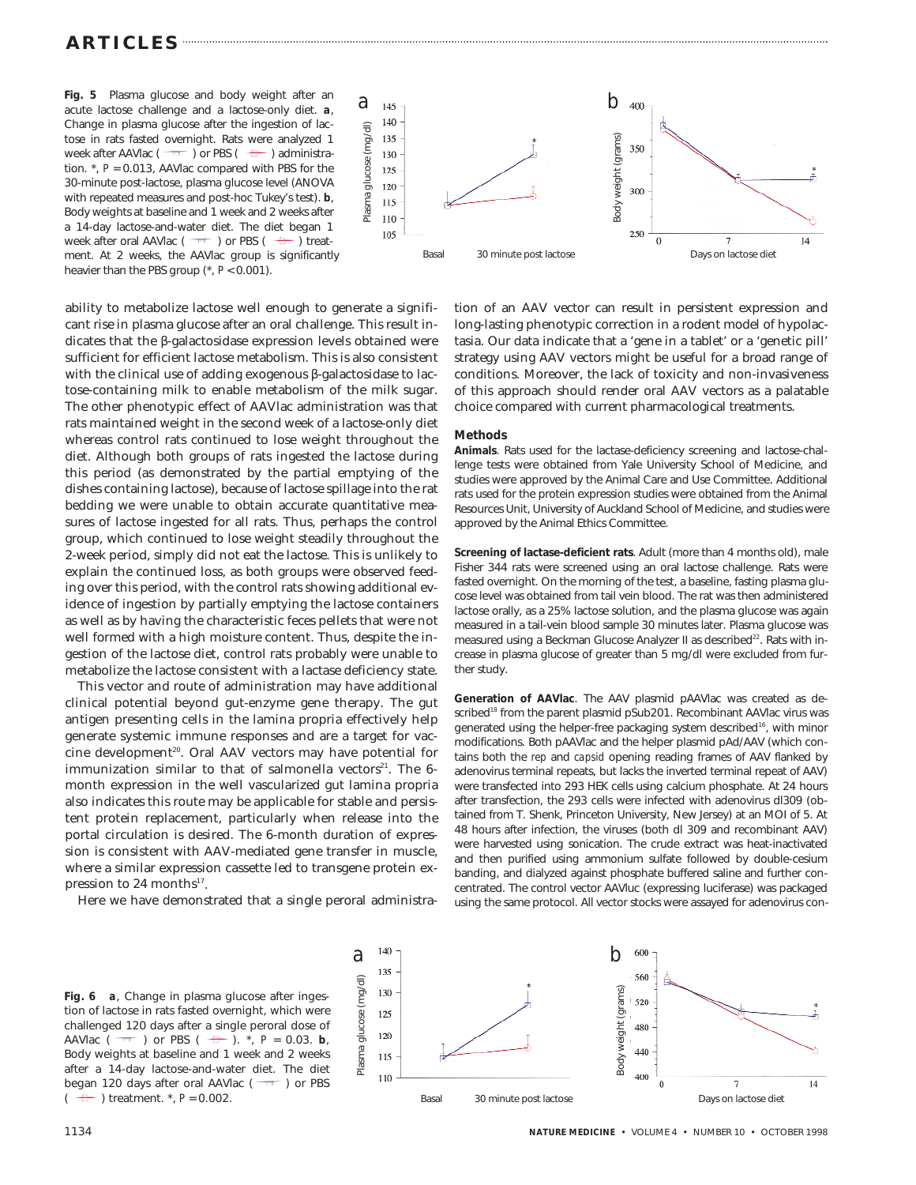**Fig. 5** Plasma glucose and body weight after an acute lactose challenge and a lactose-only diet. **a**, Change in plasma glucose after the ingestion of lactose in rats fasted overnight. Rats were analyzed 1 week after AAVlac ( ) or PBS ( ) administration. *, $P = 0.013$, AAVlac compared with PBS for the 30-minute post-lactose, plasma glucose level (ANOVA with repeated measures and post-hoc Tukey's test). **b**, Body weights at baseline and 1 week and 2 weeks after a 14-day lactose-and-water diet. The diet began 1 week after oral AAVlac ( ) or PBS ( ) treatment. At 2 weeks, the AAVlac group is significantly heavier than the PBS group (*, $P < 0.001$).

ability to metabolize lactose well enough to generate a significant rise in plasma glucose after an oral challenge. This result indicates that the β-galactosidase expression levels obtained were sufficient for efficient lactose metabolism. This is also consistent with the clinical use of adding exogenous β-galactosidase to lactose-containing milk to enable metabolism of the milk sugar. The other phenotypic effect of AAVlac administration was that rats maintained weight in the second week of a lactose-only diet whereas control rats continued to lose weight throughout the diet. Although both groups of rats ingested the lactose during this period (as demonstrated by the partial emptying of the dishes containing lactose), because of lactose spillage into the rat bedding we were unable to obtain accurate quantitative measures of lactose ingested for all rats. Thus, perhaps the control group, which continued to lose weight steadily throughout the 2-week period, simply did not eat the lactose. This is unlikely to explain the continued loss, as both groups were observed feeding over this period, with the control rats showing additional evidence of ingestion by partially emptying the lactose containers as well as by having the characteristic feces pellets that were not well formed with a high moisture content. Thus, despite the ingestion of the lactose diet, control rats probably were unable to metabolize the lactose consistent with a lactase deficiency state.

This vector and route of administration may have additional clinical potential beyond gut-enzyme gene therapy. The gut antigen presenting cells in the lamina propria effectively help generate systemic immune responses and are a target for vaccine development[20]. Oral AAV vectors may have potential for immunization similar to that of salmonella vectors[21]. The 6-month expression in the well vascularized gut lamina propria also indicates this route may be applicable for stable and persistent protein replacement, particularly when release into the portal circulation is desired. The 6-month duration of expression is consistent with AAV-mediated gene transfer in muscle, where a similar expression cassette led to transgene protein expression to 24 months[17].

Here we have demonstrated that a single peroral administration of an AAV vector can result in persistent expression and long-lasting phenotypic correction in a rodent model of hypolactasia. Our data indicate that a 'gene in a tablet' or a 'genetic pill' strategy using AAV vectors might be useful for a broad range of conditions. Moreover, the lack of toxicity and non-invasiveness of this approach should render oral AAV vectors as a palatable choice compared with current pharmacological treatments.

## Methods

**Animals**. Rats used for the lactase-deficiency screening and lactose-challenge tests were obtained from Yale University School of Medicine, and studies were approved by the Animal Care and Use Committee. Additional rats used for the protein expression studies were obtained from the Animal Resources Unit, University of Auckland School of Medicine, and studies were approved by the Animal Ethics Committee.

**Screening of lactase-deficient rats**. Adult (more than 4 months old), male Fisher 344 rats were screened using an oral lactose challenge. Rats were fasted overnight. On the morning of the test, a baseline, fasting plasma glucose level was obtained from tail vein blood. The rat was then administered lactose orally, as a 25% lactose solution, and the plasma glucose was again measured in a tail-vein blood sample 30 minutes later. Plasma glucose was measured using a Beckman Glucose Analyzer II as described[22]. Rats with increase in plasma glucose of greater than 5 mg/dl were excluded from further study.

**Generation of AAVlac**. The AAV plasmid pAAVlac was created as described[18] from the parent plasmid pSub201. Recombinant AAVlac virus was generated using the helper-free packaging system described[16], with minor modifications. Both pAAVlac and the helper plasmid pAd/AAV (which contains both the *rep* and *capsid* opening reading frames of AAV flanked by adenovirus terminal repeats, but lacks the inverted terminal repeat of AAV) were transfected into 293 HEK cells using calcium phosphate. At 24 hours after transfection, the 293 cells were infected with adenovirus dl309 (obtained from T. Shenk, Princeton University, New Jersey) at an MOI of 5. At 48 hours after infection, the viruses (both dl 309 and recombinant AAV) were harvested using sonication. The crude extract was heat-inactivated and then purified using ammonium sulfate followed by double-cesium banding, and dialyzed against phosphate buffered saline and further concentrated. The control vector AAVluc (expressing luciferase) was packaged using the same protocol. All vector stocks were assayed for adenovirus con-

**Fig. 6** **a**, Change in plasma glucose after ingestion of lactose in rats fasted overnight, which were challenged 120 days after a single peroral dose of AAVlac ( ) or PBS ( ). *, $P = 0.03$. **b**, Body weights at baseline and 1 week and 2 weeks after a 14-day lactose-and-water diet. The diet began 120 days after oral AAVlac ( ) or PBS ( ) treatment. *, $P = 0.002$.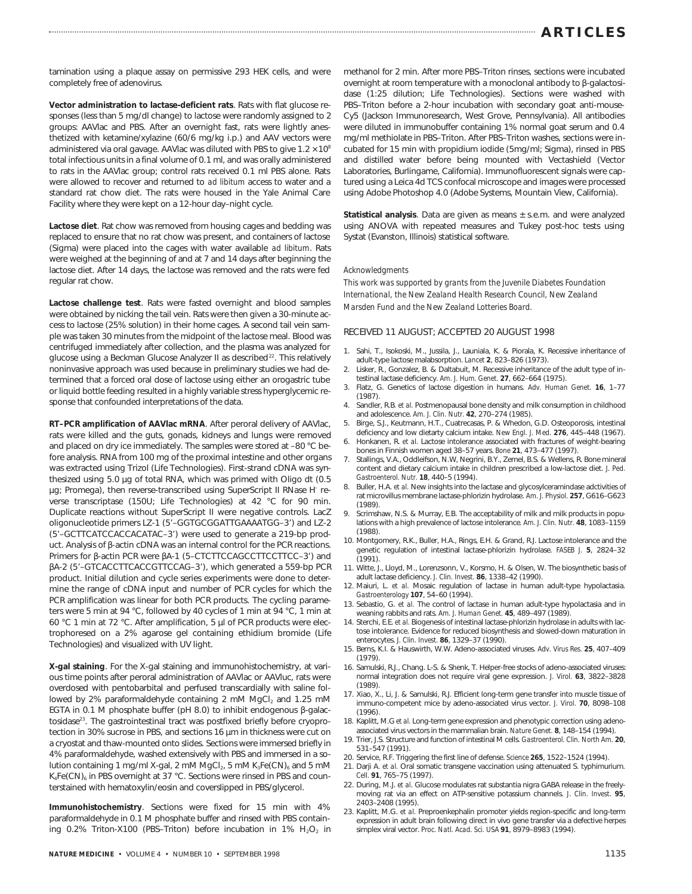tamination using a plaque assay on permissive 293 HEK cells, and were completely free of adenovirus.

**Vector administration to lactase-deficient rats**. Rats with flat glucose responses (less than 5 mg/dl change) to lactose were randomly assigned to 2 groups: AAVlac and PBS. After an overnight fast, rats were lightly anesthetized with ketamine/xylazine (60/6 mg/kg i.p.) and AAV vectors were administered via oral gavage. AAVlac was diluted with PBS to give $1.2 \times 10^8$ total infectious units in a final volume of 0.1 ml, and was orally administered to rats in the AAVlac group; control rats received 0.1 ml PBS alone. Rats were allowed to recover and returned to *ad libitum* access to water and a standard rat chow diet. The rats were housed in the Yale Animal Care Facility where they were kept on a 12-hour day–night cycle.

**Lactose diet**. Rat chow was removed from housing cages and bedding was replaced to ensure that no rat chow was present, and containers of lactose (Sigma) were placed into the cages with water available *ad libitum*. Rats were weighed at the beginning of and at 7 and 14 days after beginning the lactose diet. After 14 days, the lactose was removed and the rats were fed regular rat chow.

**Lactose challenge test**. Rats were fasted overnight and blood samples were obtained by nicking the tail vein. Rats were then given a 30-minute access to lactose (25% solution) in their home cages. A second tail vein sample was taken 30 minutes from the midpoint of the lactose meal. Blood was centrifuged immediately after collection, and the plasma was analyzed for glucose using a Beckman Glucose Analyzer II as described[22]. This relatively noninvasive approach was used because in preliminary studies we had determined that a forced oral dose of lactose using either an orogastric tube or liquid bottle feeding resulted in a highly variable stress hyperglycemic response that confounded interpretations of the data.

**RT–PCR amplification of AAVlac mRNA**. After peroral delivery of AAVlac, rats were killed and the guts, gonads, kidneys and lungs were removed and placed on dry ice immediately. The samples were stored at –80 °C before analysis. RNA from 100 mg of the proximal intestine and other organs was extracted using Trizol (Life Technologies). First-strand cDNA was synthesized using 5.0 µg of total RNA, which was primed with Oligo dt (0.5 µg; Promega), then reverse-transcribed using SuperScript II RNase $H^-$ reverse transcriptase (150U; Life Technologies) at 42 °C for 90 min. Duplicate reactions without SuperScript II were negative controls. LacZ oligonucleotide primers LZ-1 (5'–GGTGCGGATTGAAAATGG–3') and LZ-2 (5'–GCTTCATCCACCACATAC–3') were used to generate a 219-bp product. Analysis of β-actin cDNA was an internal control for the PCR reactions. Primers for β-actin PCR were βA-1 (5–CTCTTCCAGCCTTCCTTCC–3') and βA-2 (5'–GTCACCTTCACCGTTCCAG–3'), which generated a 559-bp PCR product. Initial dilution and cycle series experiments were done to determine the range of cDNA input and number of PCR cycles for which the PCR amplification was linear for both PCR products. The cycling parameters were 5 min at 94 °C, followed by 40 cycles of 1 min at 94 °C, 1 min at 60 °C 1 min at 72 °C. After amplification, 5 µl of PCR products were electrophoresed on a 2% agarose gel containing ethidium bromide (Life Technologies) and visualized with UV light.

**X-gal staining**. For the X-gal staining and immunohistochemistry, at various time points after peroral administration of AAVlac or AAVluc, rats were overdosed with pentobarbital and perfused transcardially with saline followed by 2% paraformaldehyde containing 2 mM $MgCl_2$ and 1.25 mM EGTA in 0.1 M phosphate buffer (pH 8.0) to inhibit endogenous β-galactosidase[23]. The gastrointestinal tract was postfixed briefly before cryoprotection in 30% sucrose in PBS, and sections 16 µm in thickness were cut on a cryostat and thaw-mounted onto slides. Sections were immersed briefly in 4% paraformaldehyde, washed extensively with PBS and immersed in a solution containing 1 mg/ml X-gal, 2 mM $MgCl_2$, 5 mM $K_3Fe(CN)_6$ and 5 mM $K_4Fe(CN)_6$ in PBS overnight at 37 °C. Sections were rinsed in PBS and counterstained with hematoxylin/eosin and coverslipped in PBS/glycerol.

**Immunohistochemistry**. Sections were fixed for 15 min with 4% paraformaldehyde in 0.1 M phosphate buffer and rinsed with PBS containing 0.2% Triton-X100 (PBS–Triton) before incubation in 1% $H_2O_2$ in methanol for 2 min. After more PBS–Triton rinses, sections were incubated overnight at room temperature with a monoclonal antibody to β-galactosidase (1:25 dilution; Life Technologies). Sections were washed with PBS–Triton before a 2-hour incubation with secondary goat anti-mouse-Cy5 (Jackson Immunoresearch, West Grove, Pennsylvania). All antibodies were diluted in immunobuffer containing 1% normal goat serum and 0.4 mg/ml methiolate in PBS–Triton. After PBS–Triton washes, sections were incubated for 15 min with propidium iodide (5mg/ml; Sigma), rinsed in PBS and distilled water before being mounted with Vectashield (Vector Laboratories, Burlingame, California). Immunofluorescent signals were captured using a Leica 4d TCS confocal microscope and images were processed using Adobe Photoshop 4.0 (Adobe Systems, Mountain View, California).

**Statistical analysis**. Data are given as means ± s.e.m. and were analyzed using ANOVA with repeated measures and Tukey post-hoc tests using Systat (Evanston, Illinois) statistical software.

*Acknowledgments*

*This work was supported by grants from the Juvenile Diabetes Foundation International, the New Zealand Health Research Council, New Zealand Marsden Fund and the New Zealand Lotteries Board.*

RECEIVED 11 AUGUST; ACCEPTED 20 AUGUST 1998

1. Sahi, T., Isokoski, M., Jussila, J., Launiala, K. & Piorala, K. Recessive inheritance of adult-type lactose malabsorption. *Lancet* **2**, 823–826 (1973).
2. Lisker, R., Gonzalez, B. & Daltabuit, M. Recessive inheritance of the adult type of intestinal lactase deficiency. *Am. J. Hum. Genet.* **27**, 662–664 (1975).
3. Flatz, G. Genetics of lactose digestion in humans. *Adv. Human Genet.* **16**, 1–77 (1987).
4. Sandler, R.B. *et al.* Postmenopausal bone density and milk consumption in childhood and adolescence. *Am. J. Clin. Nutr.* **42**, 270–274 (1985).
5. Birge, S.J., Keutmann, H.T., Cuatrecasas, P. & Whedon, G.D. Osteoporosis, intestinal deficiency and low dietary calcium intake. *New Engl. J. Med.* **276**, 445–448 (1967).
6. Honkanen, R. *et al.* Lactose intolerance associated with fractures of weight-bearing bones in Finnish women aged 38–57 years. *Bone* **21**, 473–477 (1997).
7. Stallings, V.A., Oddleifson, N.W, Negrini, B.Y., Zemel, B.S. & Wellens, R. Bone mineral content and dietary calcium intake in children prescribed a low-lactose diet. *J. Ped. Gastroenterol. Nutr.* **18**, 440–5 (1994).
8. Buller, H.A. *et al.* New insights into the lactase and glycosylceramindase adctivities of rat microvillus membrane lactase-phlorizin hydrolase. *Am. J. Physiol.* **257**, G616–G623 (1989).
9. Scrimshaw, N.S. & Murray, E.B. The acceptability of milk and milk products in populations with a high prevalence of lactose intolerance. *Am. J. Clin. Nutr.* **48**, 1083–1159 (1988).
10. Montgomery, R.K., Buller, H.A., Rings, E.H. & Grand, R.J. Lactose intolerance and the genetic regulation of intestinal lactase-phlorizin hydrolase. *FASEB J.* **5**, 2824–32 (1991).
11. Witte, J., Lloyd, M., Lorenzsonn, V., Korsmo, H. & Olsen, W. The biosynthetic basis of adult lactase deficiency. *J. Clin. Invest.* **86**, 1338–42 (1990).
12. Maiuri, L. *et al.* Mosaic regulation of lactase in human adult-type hypolactasia. *Gastroenterology* **107**, 54–60 (1994).
13. Sebastio, G. *et al.* The control of lactase in human adult-type hypolactasia and in weaning rabbits and rats. *Am. J. Human Genet.* **45**, 489–497 (1989).
14. Sterchi, E.E. *et al.* Biogenesis of intestinal lactase-phlorizin hydrolase in adults with lactose intolerance. Evidence for reduced biosynthesis and slowed-down maturation in enterocytes. *J. Clin. Invest.* **86**, 1329–37 (1990).
15. Berns, K.I. & Hauswirth, W.W. Adeno-associated viruses. *Adv. Virus Res.* **25**, 407–409 (1979).
16. Samulski, R.J., Chang. L-S. & Shenk, T. Helper-free stocks of adeno-associated viruses: normal integration does not require viral gene expression. *J. Virol.* **63**, 3822–3828 (1989).
17. Xiao, X., Li, J. & Samulski, R.J. Efficient long-term gene transfer into muscle tissue of immuno-competent mice by adeno-associated virus vector. *J. Virol.* **70**, 8098–108 (1996).
18. Kaplitt, M.G *et al.* Long-term gene expression and phenotypic correction using adeno-associated virus vectors in the mammalian brain. *Nature Genet.* **8**, 148–154 (1994).
19. Trier, J.S. Structure and function of intestinal M cells. *Gastroenterol. Clin. North Am.* **20**, 531–547 (1991).
20. Service, R.F. Triggering the first line of defense. *Science* **265**, 1522–1524 (1994).
21. Darji A. *et al.* Oral somatic transgene vaccination using attenuated S. typhimurium. *Cell.* **91**, 765–75 (1997).
22. During, M.J. *et al.* Glucose modulates rat substantia nigra GABA release in the freely-moving rat via an effect on ATP-sensitive potassium channels. *J. Clin. Invest.* **95**, 2403–2408 (1995).
23. Kaplitt, M.G. *et al.* Preproenkephalin promoter yields region-specific and long-term expression in adult brain following direct in vivo gene transfer via a defective herpes simplex viral vector. *Proc. Natl. Acad. Sci. USA* **91**, 8979–8983 (1994).